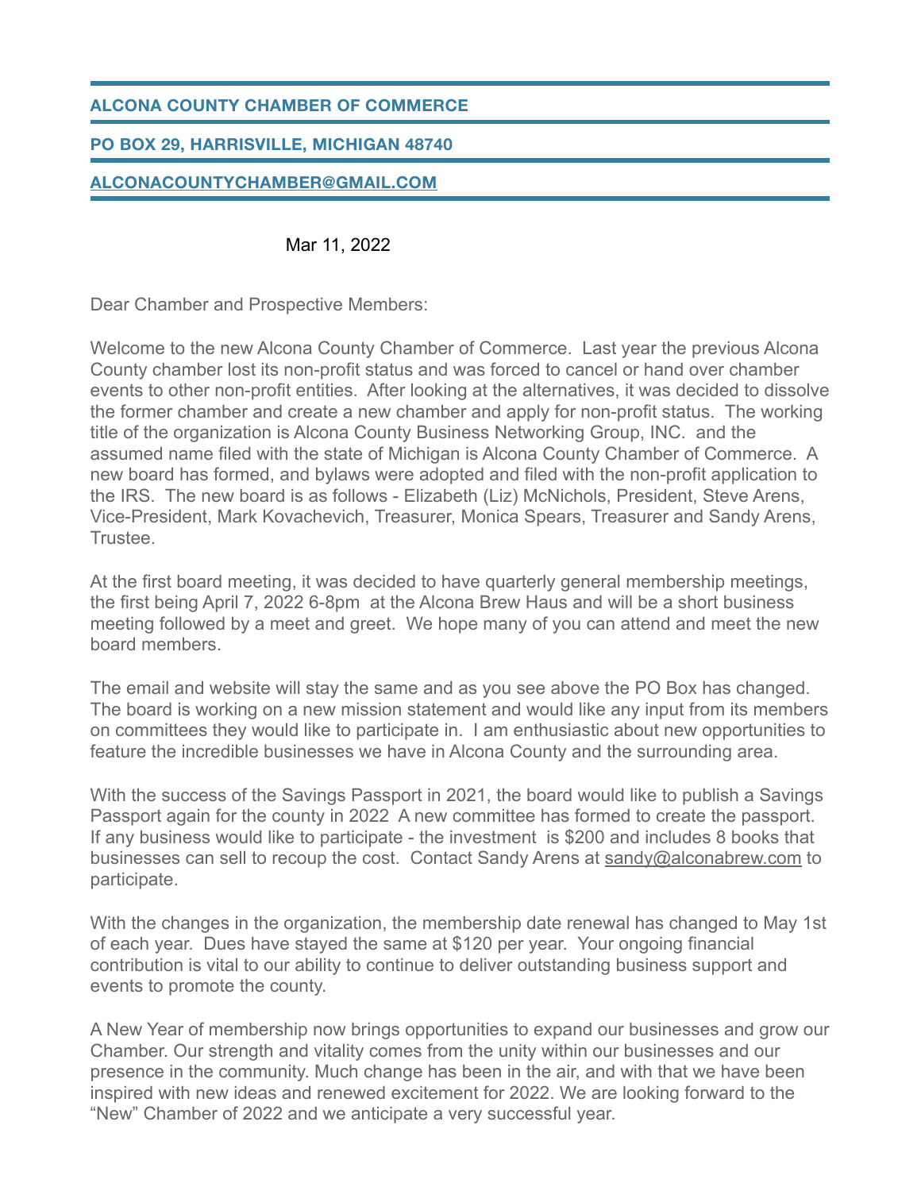**ALCONA COUNTY CHAMBER OF COMMERCE**

**PO BOX 29, HARRISVILLE, MICHIGAN 48740**

**ALCONACOUNTYCHAMBER@GMAIL.COM**

Mar 11, 2022

Dear Chamber and Prospective Members:

Welcome to the new Alcona County Chamber of Commerce. Last year the previous Alcona County chamber lost its non-profit status and was forced to cancel or hand over chamber events to other non-profit entities. After looking at the alternatives, it was decided to dissolve the former chamber and create a new chamber and apply for non-profit status. The working title of the organization is Alcona County Business Networking Group, INC. and the assumed name filed with the state of Michigan is Alcona County Chamber of Commerce. A new board has formed, and bylaws were adopted and filed with the non-profit application to the IRS. The new board is as follows - Elizabeth (Liz) McNichols, President, Steve Arens, Vice-President, Mark Kovachevich, Treasurer, Monica Spears, Treasurer and Sandy Arens, Trustee.

At the first board meeting, it was decided to have quarterly general membership meetings, the first being April 7, 2022 6-8pm at the Alcona Brew Haus and will be a short business meeting followed by a meet and greet. We hope many of you can attend and meet the new board members.

The email and website will stay the same and as you see above the PO Box has changed. The board is working on a new mission statement and would like any input from its members on committees they would like to participate in. I am enthusiastic about new opportunities to feature the incredible businesses we have in Alcona County and the surrounding area.

With the success of the Savings Passport in 2021, the board would like to publish a Savings Passport again for the county in 2022 A new committee has formed to create the passport. If any business would like to participate - the investment is $200 and includes 8 books that businesses can sell to recoup the cost. Contact Sandy Arens at sandy@alconabrew.com to participate.

With the changes in the organization, the membership date renewal has changed to May 1st of each year. Dues have stayed the same at $120 per year. Your ongoing financial contribution is vital to our ability to continue to deliver outstanding business support and events to promote the county.

A New Year of membership now brings opportunities to expand our businesses and grow our Chamber. Our strength and vitality comes from the unity within our businesses and our presence in the community. Much change has been in the air, and with that we have been inspired with new ideas and renewed excitement for 2022. We are looking forward to the "New" Chamber of 2022 and we anticipate a very successful year.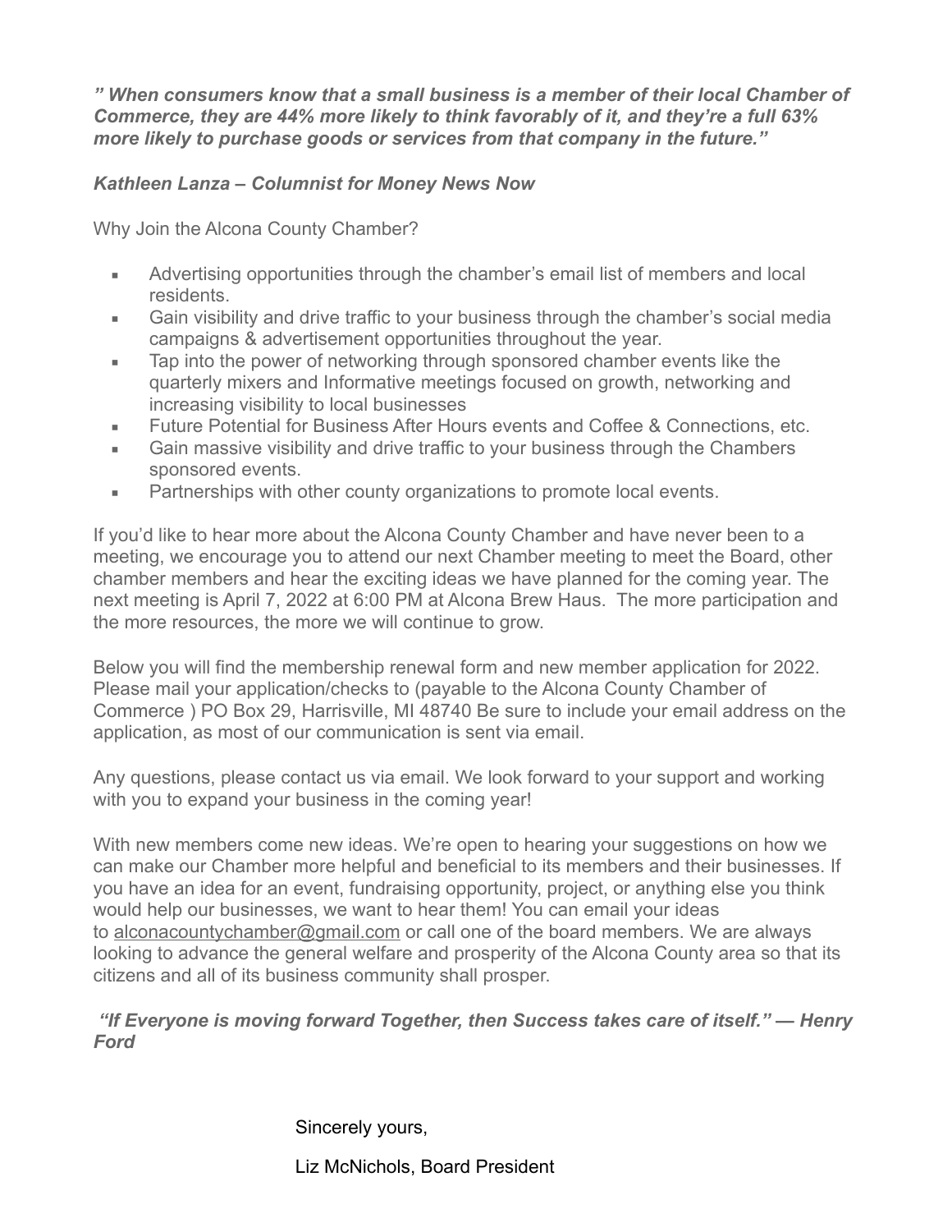***" When consumers know that a small business is a member of their local Chamber of Commerce, they are 44% more likely to think favorably of it, and they're a full 63% more likely to purchase goods or services from that company in the future."***

***Kathleen Lanza – Columnist for Money News Now***

Why Join the Alcona County Chamber?

- Advertising opportunities through the chamber's email list of members and local residents.
- Gain visibility and drive traffic to your business through the chamber's social media campaigns & advertisement opportunities throughout the year.
- Tap into the power of networking through sponsored chamber events like the quarterly mixers and Informative meetings focused on growth, networking and increasing visibility to local businesses
- Future Potential for Business After Hours events and Coffee & Connections, etc.
- Gain massive visibility and drive traffic to your business through the Chambers sponsored events.
- Partnerships with other county organizations to promote local events.

If you'd like to hear more about the Alcona County Chamber and have never been to a meeting, we encourage you to attend our next Chamber meeting to meet the Board, other chamber members and hear the exciting ideas we have planned for the coming year. The next meeting is April 7, 2022 at 6:00 PM at Alcona Brew Haus. The more participation and the more resources, the more we will continue to grow.

Below you will find the membership renewal form and new member application for 2022. Please mail your application/checks to (payable to the Alcona County Chamber of Commerce ) PO Box 29, Harrisville, MI 48740 Be sure to include your email address on the application, as most of our communication is sent via email.

Any questions, please contact us via email. We look forward to your support and working with you to expand your business in the coming year!

With new members come new ideas. We're open to hearing your suggestions on how we can make our Chamber more helpful and beneficial to its members and their businesses. If you have an idea for an event, fundraising opportunity, project, or anything else you think would help our businesses, we want to hear them! You can email your ideas to alconacountychamber@gmail.com or call one of the board members. We are always looking to advance the general welfare and prosperity of the Alcona County area so that its citizens and all of its business community shall prosper.

***"If Everyone is moving forward Together, then Success takes care of itself." — Henry Ford***

Sincerely yours,

Liz McNichols, Board President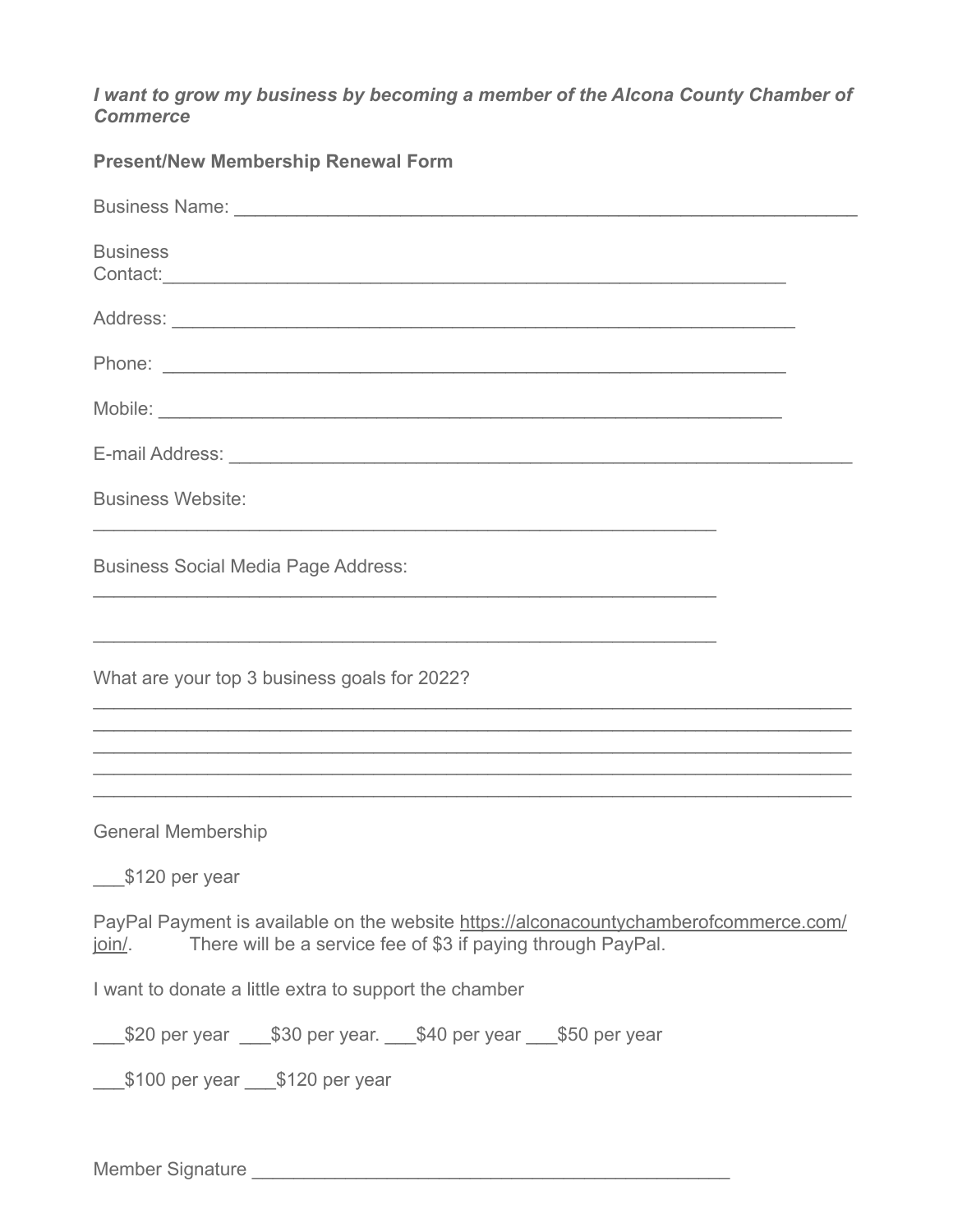***I want to grow my business by becoming a member of the Alcona County Chamber of Commerce***

**Present/New Membership Renewal Form**

Business Name: ____________________________________________________________

Business Contact:_________________________________________________________

Address: ________________________________________________________________

Phone: _________________________________________________________________

Mobile: _________________________________________________________________

E-mail Address: ___________________________________________________________

Business Website:

______________________________________________________________

Business Social Media Page Address:

______________________________________________________________

______________________________________________________________

What are your top 3 business goals for 2022?

___________________________________________________________________________
___________________________________________________________________________
___________________________________________________________________________
___________________________________________________________________________
___________________________________________________________________________

General Membership

___$120 per year

PayPal Payment is available on the website https://alconacountychamberofcommerce.com/join/. There will be a service fee of $3 if paying through PayPal.

I want to donate a little extra to support the chamber

___$20 per year ___$30 per year. ___$40 per year ___$50 per year

___$100 per year ___$120 per year

Member Signature ________________________________________________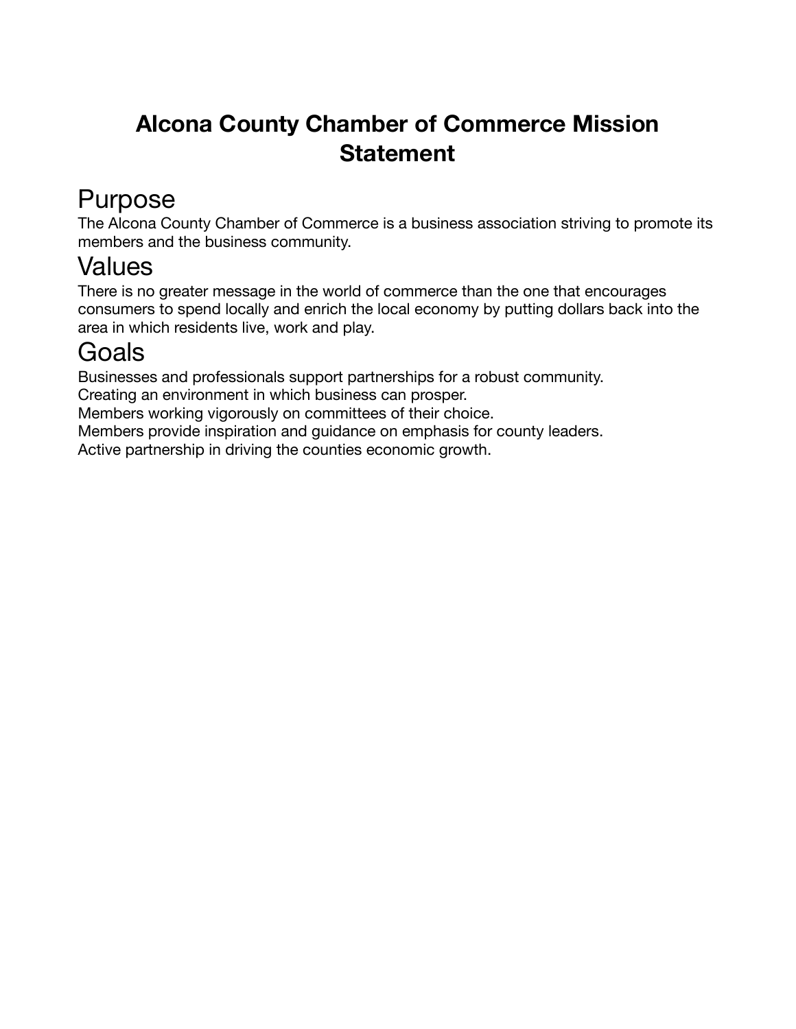# Alcona County Chamber of Commerce Mission Statement

## Purpose

The Alcona County Chamber of Commerce is a business association striving to promote its members and the business community.

## Values

There is no greater message in the world of commerce than the one that encourages consumers to spend locally and enrich the local economy by putting dollars back into the area in which residents live, work and play.

## Goals

Businesses and professionals support partnerships for a robust community.
Creating an environment in which business can prosper.
Members working vigorously on committees of their choice.
Members provide inspiration and guidance on emphasis for county leaders.
Active partnership in driving the counties economic growth.